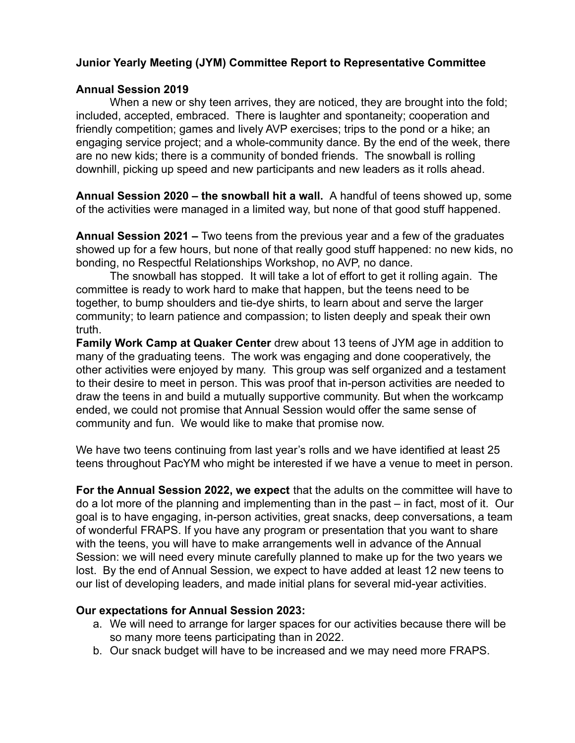**Junior Yearly Meeting (JYM) Committee Report to Representative Committee**

**Annual Session 2019**

When a new or shy teen arrives, they are noticed, they are brought into the fold; included, accepted, embraced. There is laughter and spontaneity; cooperation and friendly competition; games and lively AVP exercises; trips to the pond or a hike; an engaging service project; and a whole-community dance. By the end of the week, there are no new kids; there is a community of bonded friends. The snowball is rolling downhill, picking up speed and new participants and new leaders as it rolls ahead.

**Annual Session 2020 – the snowball hit a wall.** A handful of teens showed up, some of the activities were managed in a limited way, but none of that good stuff happened.

**Annual Session 2021 –** Two teens from the previous year and a few of the graduates showed up for a few hours, but none of that really good stuff happened: no new kids, no bonding, no Respectful Relationships Workshop, no AVP, no dance.

The snowball has stopped. It will take a lot of effort to get it rolling again. The committee is ready to work hard to make that happen, but the teens need to be together, to bump shoulders and tie-dye shirts, to learn about and serve the larger community; to learn patience and compassion; to listen deeply and speak their own truth.

**Family Work Camp at Quaker Center** drew about 13 teens of JYM age in addition to many of the graduating teens. The work was engaging and done cooperatively, the other activities were enjoyed by many. This group was self organized and a testament to their desire to meet in person. This was proof that in-person activities are needed to draw the teens in and build a mutually supportive community. But when the workcamp ended, we could not promise that Annual Session would offer the same sense of community and fun. We would like to make that promise now.

We have two teens continuing from last year's rolls and we have identified at least 25 teens throughout PacYM who might be interested if we have a venue to meet in person.

**For the Annual Session 2022, we expect** that the adults on the committee will have to do a lot more of the planning and implementing than in the past – in fact, most of it. Our goal is to have engaging, in-person activities, great snacks, deep conversations, a team of wonderful FRAPS. If you have any program or presentation that you want to share with the teens, you will have to make arrangements well in advance of the Annual Session: we will need every minute carefully planned to make up for the two years we lost. By the end of Annual Session, we expect to have added at least 12 new teens to our list of developing leaders, and made initial plans for several mid-year activities.

**Our expectations for Annual Session 2023:**

a. We will need to arrange for larger spaces for our activities because there will be so many more teens participating than in 2022.
b. Our snack budget will have to be increased and we may need more FRAPS.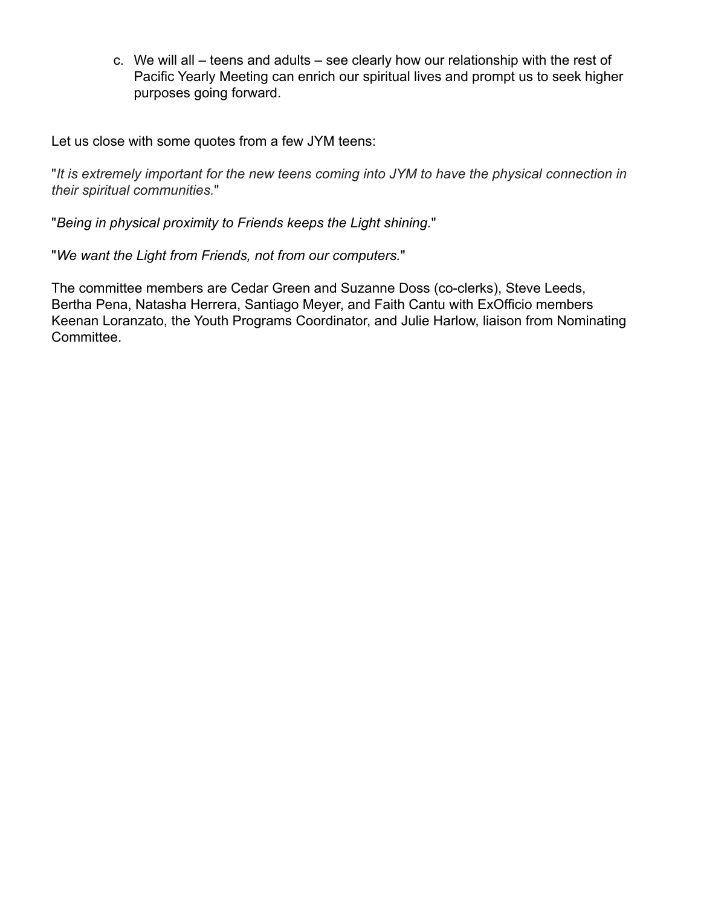c. We will all – teens and adults – see clearly how our relationship with the rest of Pacific Yearly Meeting can enrich our spiritual lives and prompt us to seek higher purposes going forward.

Let us close with some quotes from a few JYM teens:

"*It is extremely important for the new teens coming into JYM to have the physical connection in their spiritual communities.*"

"*Being in physical proximity to Friends keeps the Light shining.*"

"*We want the Light from Friends, not from our computers.*"

The committee members are Cedar Green and Suzanne Doss (co-clerks), Steve Leeds, Bertha Pena, Natasha Herrera, Santiago Meyer, and Faith Cantu with ExOfficio members Keenan Loranzato, the Youth Programs Coordinator, and Julie Harlow, liaison from Nominating Committee.